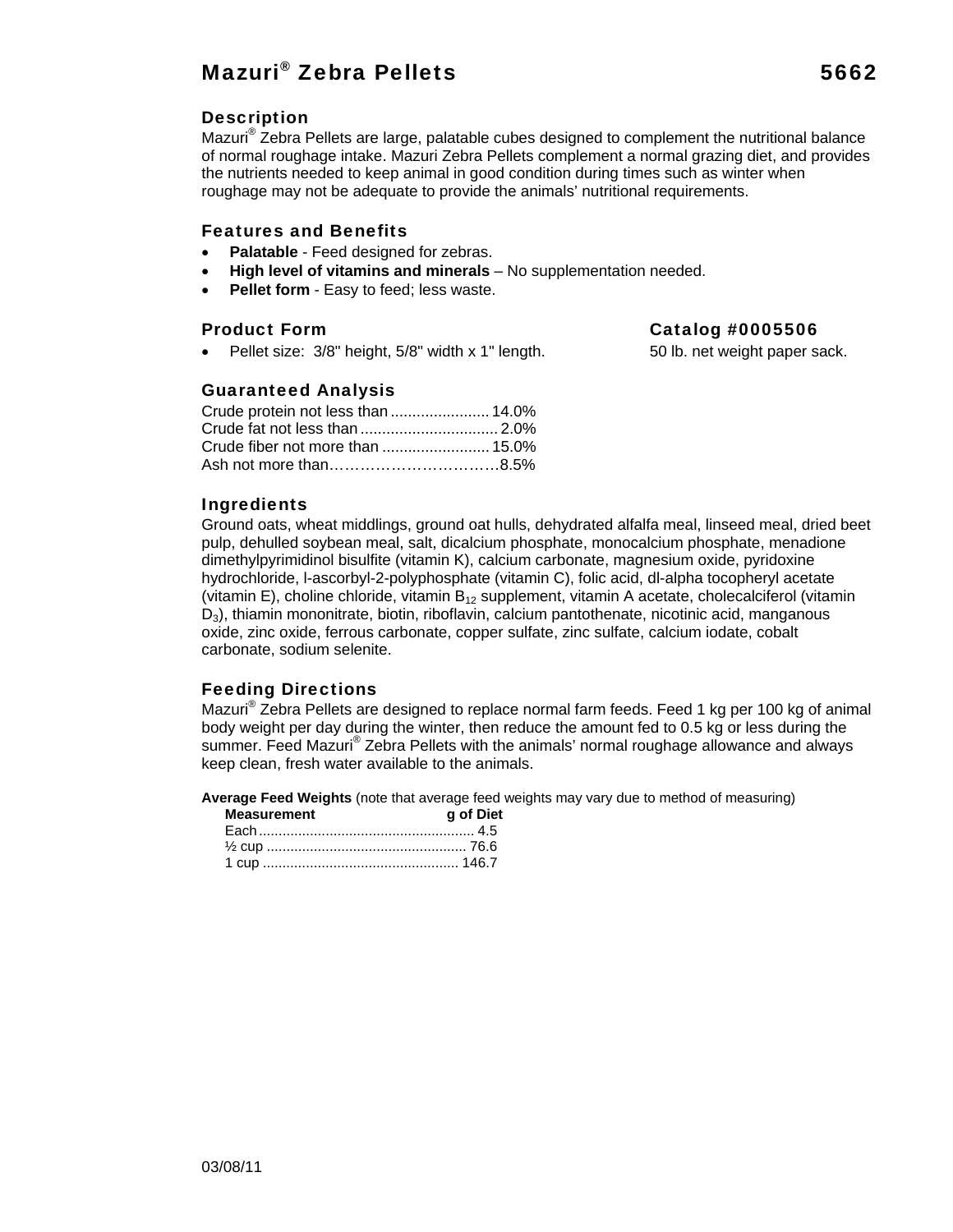# Mazuri® Zebra Pellets 5662

## Description

Mazuri® Zebra Pellets are large, palatable cubes designed to complement the nutritional balance of normal roughage intake. Mazuri Zebra Pellets complement a normal grazing diet, and provides the nutrients needed to keep animal in good condition during times such as winter when roughage may not be adequate to provide the animals' nutritional requirements.

## Features and Benefits

- **Palatable** - Feed designed for zebras.
- **High level of vitamins and minerals** – No supplementation needed.
- **Pellet form** - Easy to feed; less waste.

## Product Form

- Pellet size: 3/8" height, 5/8" width x 1" length.

## Catalog #0005506

50 lb. net weight paper sack.

## Guaranteed Analysis

| | |
|---|---|
| Crude protein not less than | 14.0% |
| Crude fat not less than | 2.0% |
| Crude fiber not more than | 15.0% |
| Ash not more than | 8.5% |

## Ingredients

Ground oats, wheat middlings, ground oat hulls, dehydrated alfalfa meal, linseed meal, dried beet pulp, dehulled soybean meal, salt, dicalcium phosphate, monocalcium phosphate, menadione dimethylpyrimidinol bisulfite (vitamin K), calcium carbonate, magnesium oxide, pyridoxine hydrochloride, l-ascorbyl-2-polyphosphate (vitamin C), folic acid, dl-alpha tocopheryl acetate (vitamin E), choline chloride, vitamin $B_{12}$ supplement, vitamin A acetate, cholecalciferol (vitamin $D_3$), thiamin mononitrate, biotin, riboflavin, calcium pantothenate, nicotinic acid, manganous oxide, zinc oxide, ferrous carbonate, copper sulfate, zinc sulfate, calcium iodate, cobalt carbonate, sodium selenite.

## Feeding Directions

Mazuri® Zebra Pellets are designed to replace normal farm feeds. Feed 1 kg per 100 kg of animal body weight per day during the winter, then reduce the amount fed to 0.5 kg or less during the summer. Feed Mazuri® Zebra Pellets with the animals' normal roughage allowance and always keep clean, fresh water available to the animals.

**Average Feed Weights** (note that average feed weights may vary due to method of measuring)

| Measurement | g of Diet |
|---|---|
| Each | 4.5 |
| ½ cup | 76.6 |
| 1 cup | 146.7 |

03/08/11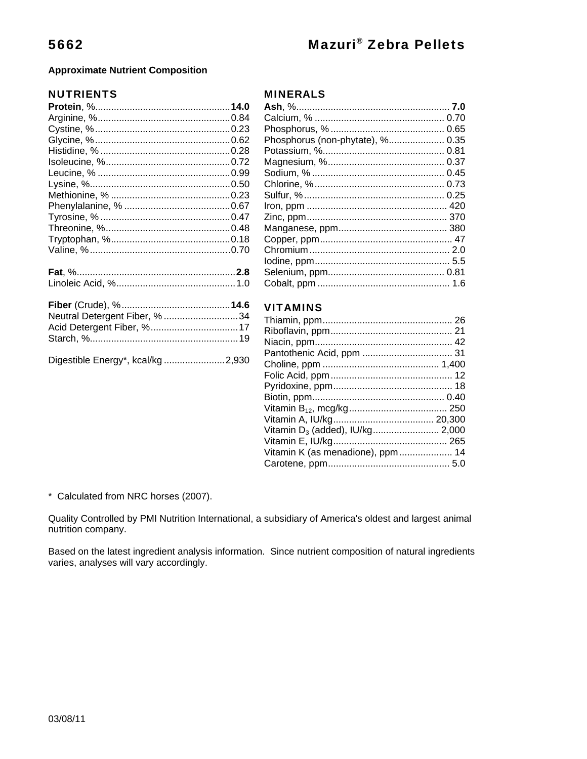# 5662 Mazuri® Zebra Pellets

**Approximate Nutrient Composition**

## NUTRIENTS

| | |
|---|---|
| **Protein**, % | **14.0** |
| Arginine, % | 0.84 |
| Cystine, % | 0.23 |
| Glycine, % | 0.62 |
| Histidine, % | 0.28 |
| Isoleucine, % | 0.72 |
| Leucine, % | 0.99 |
| Lysine, % | 0.50 |
| Methionine, % | 0.23 |
| Phenylalanine, % | 0.67 |
| Tyrosine, % | 0.47 |
| Threonine, % | 0.48 |
| Tryptophan, % | 0.18 |
| Valine, % | 0.70 |

| | |
|---|---|
| **Fat**, % | **2.8** |
| Linoleic Acid, % | 1.0 |

| | |
|---|---|
| **Fiber** (Crude), % | **14.6** |
| Neutral Detergent Fiber, % | 34 |
| Acid Detergent Fiber, % | 17 |
| Starch, % | 19 |

| | |
|---|---|
| Digestible Energy*, kcal/kg | 2,930 |

## MINERALS

| | |
|---|---|
| **Ash**, % | **7.0** |
| Calcium, % | 0.70 |
| Phosphorus, % | 0.65 |
| Phosphorus (non-phytate), % | 0.35 |
| Potassium, % | 0.81 |
| Magnesium, % | 0.37 |
| Sodium, % | 0.45 |
| Chlorine, % | 0.73 |
| Sulfur, % | 0.25 |
| Iron, ppm | 420 |
| Zinc, ppm | 370 |
| Manganese, ppm | 380 |
| Copper, ppm | 47 |
| Chromium | 2.0 |
| Iodine, ppm | 5.5 |
| Selenium, ppm | 0.81 |
| Cobalt, ppm | 1.6 |

## VITAMINS

| | |
|---|---|
| Thiamin, ppm | 26 |
| Riboflavin, ppm | 21 |
| Niacin, ppm | 42 |
| Pantothenic Acid, ppm | 31 |
| Choline, ppm | 1,400 |
| Folic Acid, ppm | 12 |
| Pyridoxine, ppm | 18 |
| Biotin, ppm | 0.40 |
| Vitamin $B_{12}$, mcg/kg | 250 |
| Vitamin A, IU/kg | 20,300 |
| Vitamin $D_3$ (added), IU/kg | 2,000 |
| Vitamin E, IU/kg | 265 |
| Vitamin K (as menadione), ppm | 14 |
| Carotene, ppm | 5.0 |

* Calculated from NRC horses (2007).

Quality Controlled by PMI Nutrition International, a subsidiary of America's oldest and largest animal nutrition company.

Based on the latest ingredient analysis information. Since nutrient composition of natural ingredients varies, analyses will vary accordingly.

03/08/11